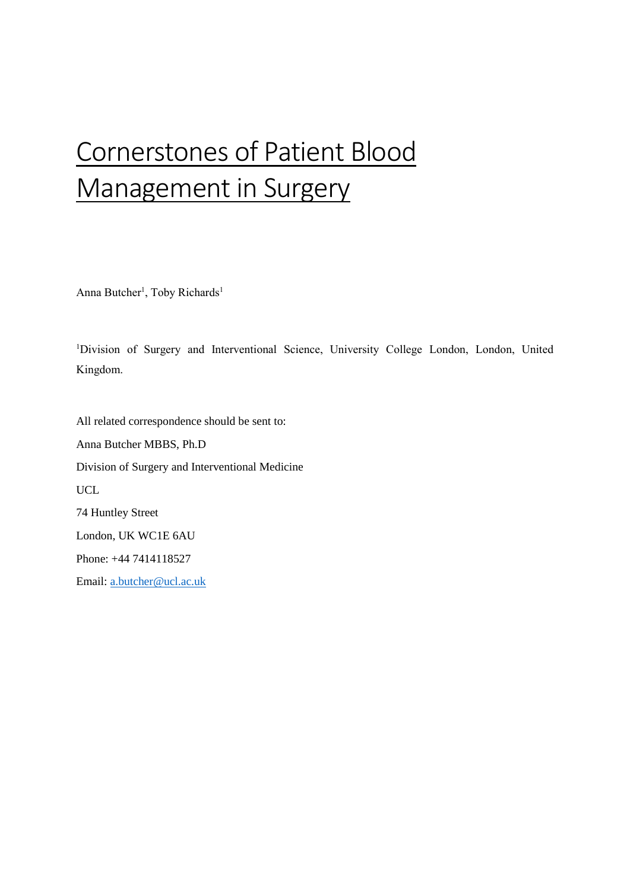# Cornerstones of Patient Blood Management in Surgery

Anna Butcher[1], Toby Richards[1]

[1]Division of Surgery and Interventional Science, University College London, London, United Kingdom.

All related correspondence should be sent to:

Anna Butcher MBBS, Ph.D

Division of Surgery and Interventional Medicine

UCL

74 Huntley Street

London, UK WC1E 6AU

Phone: +44 7414118527

Email: a.butcher@ucl.ac.uk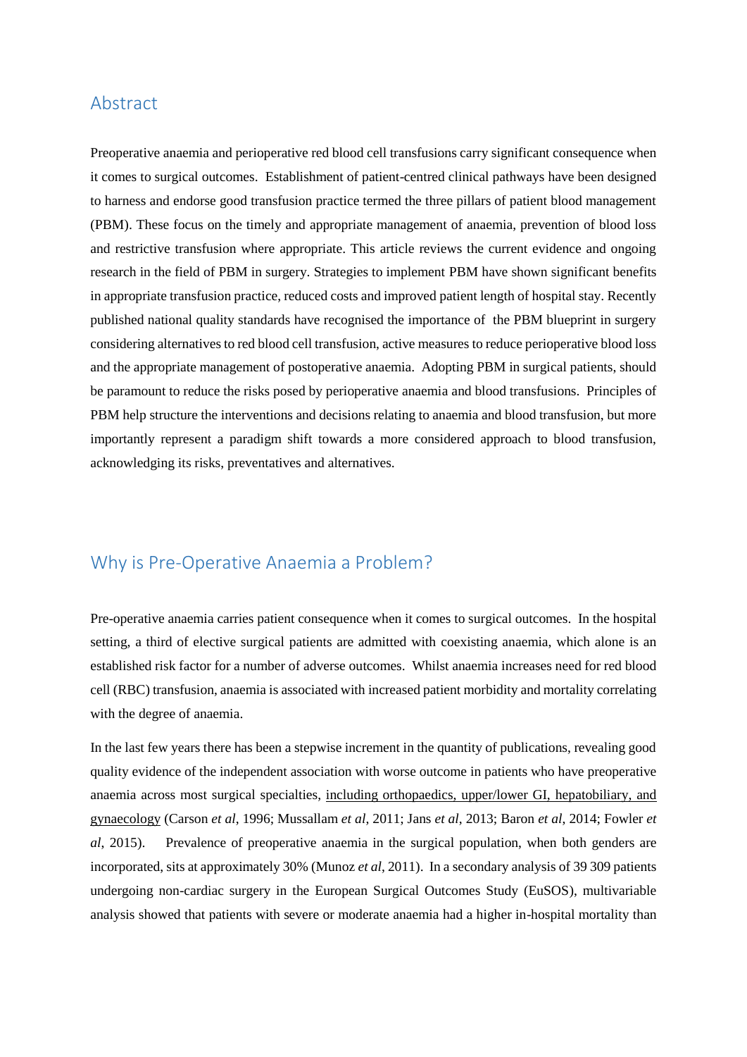## Abstract

Preoperative anaemia and perioperative red blood cell transfusions carry significant consequence when it comes to surgical outcomes. Establishment of patient-centred clinical pathways have been designed to harness and endorse good transfusion practice termed the three pillars of patient blood management (PBM). These focus on the timely and appropriate management of anaemia, prevention of blood loss and restrictive transfusion where appropriate. This article reviews the current evidence and ongoing research in the field of PBM in surgery. Strategies to implement PBM have shown significant benefits in appropriate transfusion practice, reduced costs and improved patient length of hospital stay. Recently published national quality standards have recognised the importance of the PBM blueprint in surgery considering alternatives to red blood cell transfusion, active measures to reduce perioperative blood loss and the appropriate management of postoperative anaemia. Adopting PBM in surgical patients, should be paramount to reduce the risks posed by perioperative anaemia and blood transfusions. Principles of PBM help structure the interventions and decisions relating to anaemia and blood transfusion, but more importantly represent a paradigm shift towards a more considered approach to blood transfusion, acknowledging its risks, preventatives and alternatives.

## Why is Pre-Operative Anaemia a Problem?

Pre-operative anaemia carries patient consequence when it comes to surgical outcomes. In the hospital setting, a third of elective surgical patients are admitted with coexisting anaemia, which alone is an established risk factor for a number of adverse outcomes. Whilst anaemia increases need for red blood cell (RBC) transfusion, anaemia is associated with increased patient morbidity and mortality correlating with the degree of anaemia.

In the last few years there has been a stepwise increment in the quantity of publications, revealing good quality evidence of the independent association with worse outcome in patients who have preoperative anaemia across most surgical specialties, including orthopaedics, upper/lower GI, hepatobiliary, and gynaecology (Carson *et al*, 1996; Mussallam *et al*, 2011; Jans *et al*, 2013; Baron *et al*, 2014; Fowler *et al*, 2015). Prevalence of preoperative anaemia in the surgical population, when both genders are incorporated, sits at approximately 30% (Munoz *et al*, 2011). In a secondary analysis of 39 309 patients undergoing non-cardiac surgery in the European Surgical Outcomes Study (EuSOS), multivariable analysis showed that patients with severe or moderate anaemia had a higher in-hospital mortality than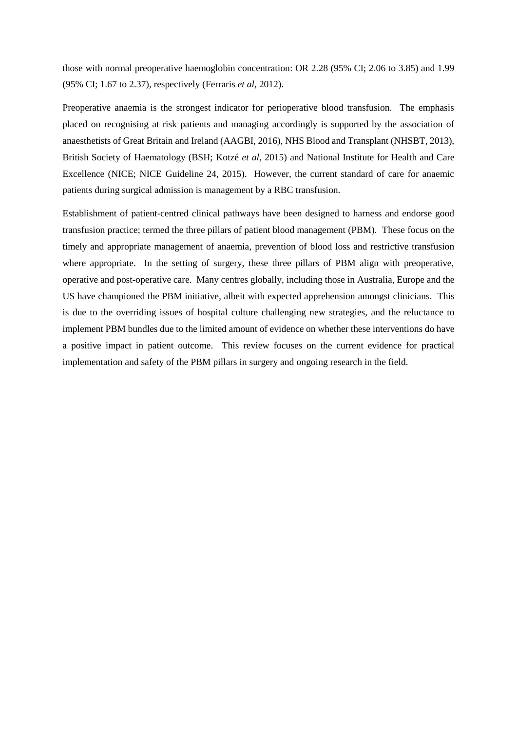those with normal preoperative haemoglobin concentration: OR 2.28 (95% CI; 2.06 to 3.85) and 1.99 (95% CI; 1.67 to 2.37), respectively (Ferraris *et al*, 2012).

Preoperative anaemia is the strongest indicator for perioperative blood transfusion. The emphasis placed on recognising at risk patients and managing accordingly is supported by the association of anaesthetists of Great Britain and Ireland (AAGBI, 2016), NHS Blood and Transplant (NHSBT, 2013), British Society of Haematology (BSH; Kotzé *et al*, 2015) and National Institute for Health and Care Excellence (NICE; NICE Guideline 24, 2015). However, the current standard of care for anaemic patients during surgical admission is management by a RBC transfusion.

Establishment of patient-centred clinical pathways have been designed to harness and endorse good transfusion practice; termed the three pillars of patient blood management (PBM). These focus on the timely and appropriate management of anaemia, prevention of blood loss and restrictive transfusion where appropriate. In the setting of surgery, these three pillars of PBM align with preoperative, operative and post-operative care. Many centres globally, including those in Australia, Europe and the US have championed the PBM initiative, albeit with expected apprehension amongst clinicians. This is due to the overriding issues of hospital culture challenging new strategies, and the reluctance to implement PBM bundles due to the limited amount of evidence on whether these interventions do have a positive impact in patient outcome. This review focuses on the current evidence for practical implementation and safety of the PBM pillars in surgery and ongoing research in the field.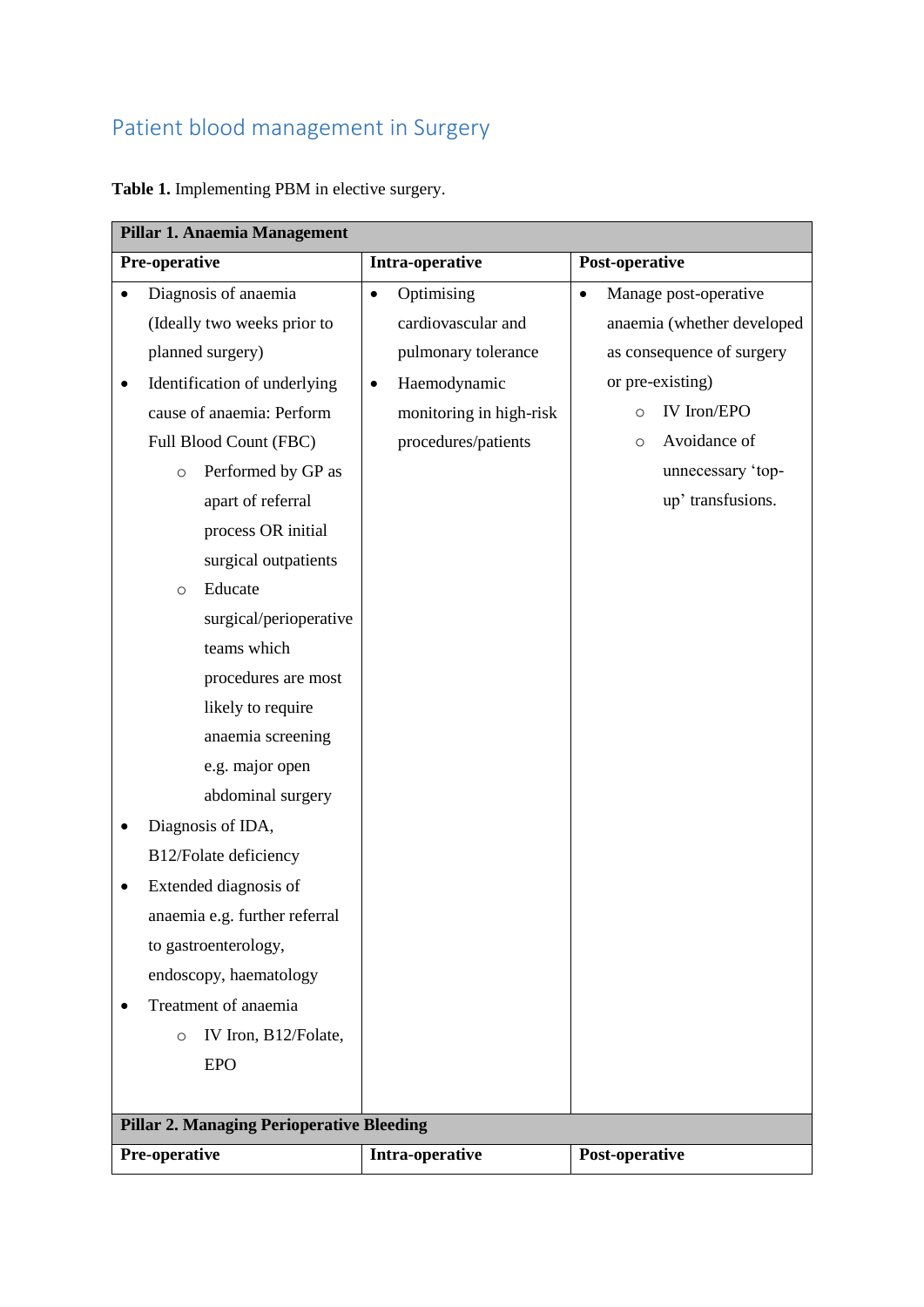## Patient blood management in Surgery

**Table 1.** Implementing PBM in elective surgery.

| **Pillar 1. Anaemia Management** | | |
|---|---|---|
| **Pre-operative** | **Intra-operative** | **Post-operative** |
| • Diagnosis of anaemia (Ideally two weeks prior to planned surgery)<br>• Identification of underlying cause of anaemia: Perform Full Blood Count (FBC)<br>  ○ Performed by GP as apart of referral process OR initial surgical outpatients<br>  ○ Educate surgical/perioperative teams which procedures are most likely to require anaemia screening e.g. major open abdominal surgery<br>• Diagnosis of IDA, B12/Folate deficiency<br>• Extended diagnosis of anaemia e.g. further referral to gastroenterology, endoscopy, haematology<br>• Treatment of anaemia<br>  ○ IV Iron, B12/Folate, EPO | • Optimising cardiovascular and pulmonary tolerance<br>• Haemodynamic monitoring in high-risk procedures/patients | • Manage post-operative anaemia (whether developed as consequence of surgery or pre-existing)<br>  ○ IV Iron/EPO<br>  ○ Avoidance of unnecessary 'top-up' transfusions. |
| **Pillar 2. Managing Perioperative Bleeding** | | |
| **Pre-operative** | **Intra-operative** | **Post-operative** |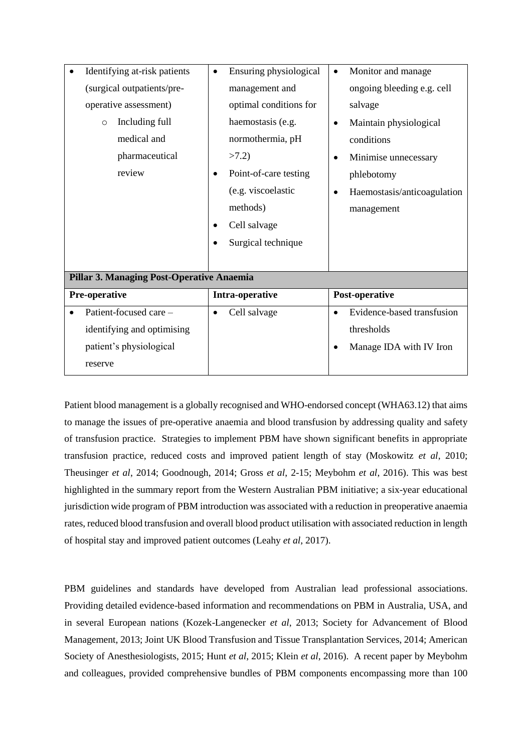| | | |
|---|---|---|
| • Identifying at-risk patients (surgical outpatients/pre-operative assessment)<br>  ○ Including full medical and pharmaceutical review | • Ensuring physiological management and optimal conditions for haemostasis (e.g. normothermia, pH >7.2)<br>• Point-of-care testing (e.g. viscoelastic methods)<br>• Cell salvage<br>• Surgical technique | • Monitor and manage ongoing bleeding e.g. cell salvage<br>• Maintain physiological conditions<br>• Minimise unnecessary phlebotomy<br>• Haemostasis/anticoagulation management |
| **Pillar 3. Managing Post-Operative Anaemia** | | |
| **Pre-operative** | **Intra-operative** | **Post-operative** |
| • Patient-focused care – identifying and optimising patient's physiological reserve | • Cell salvage | • Evidence-based transfusion thresholds<br>• Manage IDA with IV Iron |

Patient blood management is a globally recognised and WHO-endorsed concept (WHA63.12) that aims to manage the issues of pre-operative anaemia and blood transfusion by addressing quality and safety of transfusion practice. Strategies to implement PBM have shown significant benefits in appropriate transfusion practice, reduced costs and improved patient length of stay (Moskowitz *et al*, 2010; Theusinger *et al*, 2014; Goodnough, 2014; Gross *et al*, 2-15; Meybohm *et al*, 2016). This was best highlighted in the summary report from the Western Australian PBM initiative; a six-year educational jurisdiction wide program of PBM introduction was associated with a reduction in preoperative anaemia rates, reduced blood transfusion and overall blood product utilisation with associated reduction in length of hospital stay and improved patient outcomes (Leahy *et al*, 2017).

PBM guidelines and standards have developed from Australian lead professional associations. Providing detailed evidence-based information and recommendations on PBM in Australia, USA, and in several European nations (Kozek-Langenecker *et al*, 2013; Society for Advancement of Blood Management, 2013; Joint UK Blood Transfusion and Tissue Transplantation Services, 2014; American Society of Anesthesiologists, 2015; Hunt *et al*, 2015; Klein *et al*, 2016). A recent paper by Meybohm and colleagues, provided comprehensive bundles of PBM components encompassing more than 100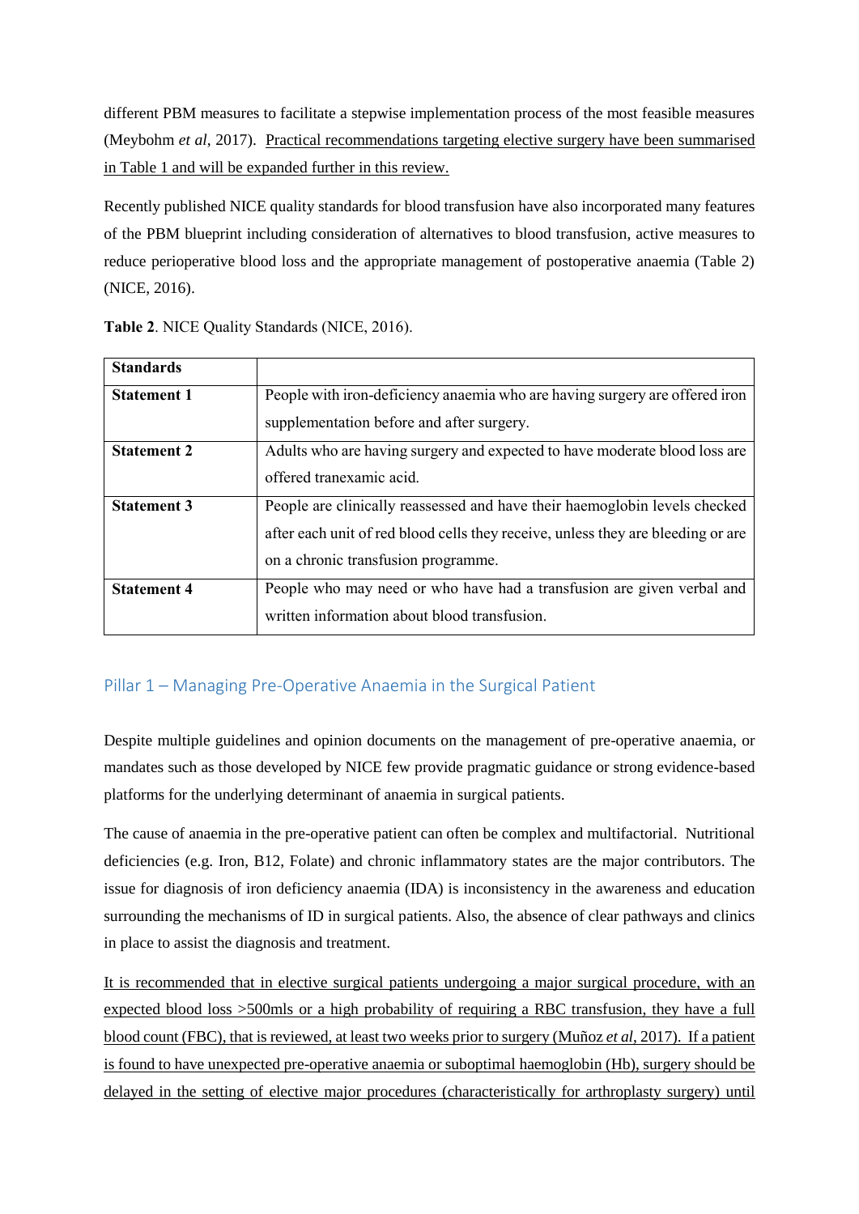different PBM measures to facilitate a stepwise implementation process of the most feasible measures (Meybohm *et al*, 2017). Practical recommendations targeting elective surgery have been summarised in Table 1 and will be expanded further in this review.

Recently published NICE quality standards for blood transfusion have also incorporated many features of the PBM blueprint including consideration of alternatives to blood transfusion, active measures to reduce perioperative blood loss and the appropriate management of postoperative anaemia (Table 2) (NICE, 2016).

**Table 2**. NICE Quality Standards (NICE, 2016).

| **Standards** | |
|---|---|
| **Statement 1** | People with iron-deficiency anaemia who are having surgery are offered iron supplementation before and after surgery. |
| **Statement 2** | Adults who are having surgery and expected to have moderate blood loss are offered tranexamic acid. |
| **Statement 3** | People are clinically reassessed and have their haemoglobin levels checked after each unit of red blood cells they receive, unless they are bleeding or are on a chronic transfusion programme. |
| **Statement 4** | People who may need or who have had a transfusion are given verbal and written information about blood transfusion. |

## Pillar 1 – Managing Pre-Operative Anaemia in the Surgical Patient

Despite multiple guidelines and opinion documents on the management of pre-operative anaemia, or mandates such as those developed by NICE few provide pragmatic guidance or strong evidence-based platforms for the underlying determinant of anaemia in surgical patients.

The cause of anaemia in the pre-operative patient can often be complex and multifactorial. Nutritional deficiencies (e.g. Iron, B12, Folate) and chronic inflammatory states are the major contributors. The issue for diagnosis of iron deficiency anaemia (IDA) is inconsistency in the awareness and education surrounding the mechanisms of ID in surgical patients. Also, the absence of clear pathways and clinics in place to assist the diagnosis and treatment.

It is recommended that in elective surgical patients undergoing a major surgical procedure, with an expected blood loss >500mls or a high probability of requiring a RBC transfusion, they have a full blood count (FBC), that is reviewed, at least two weeks prior to surgery (Muñoz *et al*, 2017). If a patient is found to have unexpected pre-operative anaemia or suboptimal haemoglobin (Hb), surgery should be delayed in the setting of elective major procedures (characteristically for arthroplasty surgery) until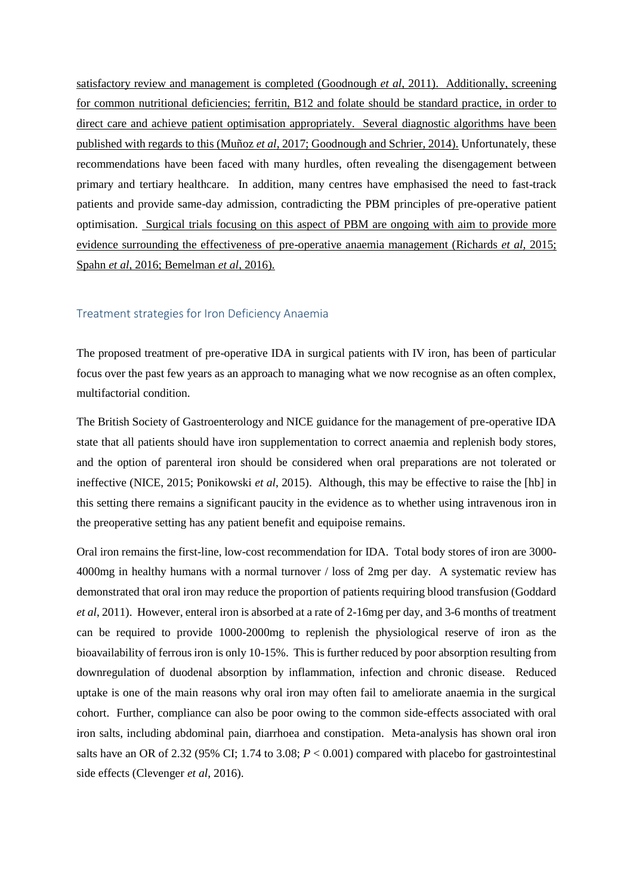satisfactory review and management is completed (Goodnough *et al*, 2011). Additionally, screening for common nutritional deficiencies; ferritin, B12 and folate should be standard practice, in order to direct care and achieve patient optimisation appropriately. Several diagnostic algorithms have been published with regards to this (Muñoz *et al*, 2017; Goodnough and Schrier, 2014). Unfortunately, these recommendations have been faced with many hurdles, often revealing the disengagement between primary and tertiary healthcare. In addition, many centres have emphasised the need to fast-track patients and provide same-day admission, contradicting the PBM principles of pre-operative patient optimisation. Surgical trials focusing on this aspect of PBM are ongoing with aim to provide more evidence surrounding the effectiveness of pre-operative anaemia management (Richards *et al*, 2015; Spahn *et al*, 2016; Bemelman *et al*, 2016).

## Treatment strategies for Iron Deficiency Anaemia

The proposed treatment of pre-operative IDA in surgical patients with IV iron, has been of particular focus over the past few years as an approach to managing what we now recognise as an often complex, multifactorial condition.

The British Society of Gastroenterology and NICE guidance for the management of pre-operative IDA state that all patients should have iron supplementation to correct anaemia and replenish body stores, and the option of parenteral iron should be considered when oral preparations are not tolerated or ineffective (NICE, 2015; Ponikowski *et al*, 2015). Although, this may be effective to raise the [hb] in this setting there remains a significant paucity in the evidence as to whether using intravenous iron in the preoperative setting has any patient benefit and equipoise remains.

Oral iron remains the first-line, low-cost recommendation for IDA. Total body stores of iron are 3000-4000mg in healthy humans with a normal turnover / loss of 2mg per day. A systematic review has demonstrated that oral iron may reduce the proportion of patients requiring blood transfusion (Goddard *et al*, 2011). However, enteral iron is absorbed at a rate of 2-16mg per day, and 3-6 months of treatment can be required to provide 1000-2000mg to replenish the physiological reserve of iron as the bioavailability of ferrous iron is only 10-15%. This is further reduced by poor absorption resulting from downregulation of duodenal absorption by inflammation, infection and chronic disease. Reduced uptake is one of the main reasons why oral iron may often fail to ameliorate anaemia in the surgical cohort. Further, compliance can also be poor owing to the common side-effects associated with oral iron salts, including abdominal pain, diarrhoea and constipation. Meta-analysis has shown oral iron salts have an OR of 2.32 (95% CI; 1.74 to 3.08; $P < 0.001$) compared with placebo for gastrointestinal side effects (Clevenger *et al*, 2016).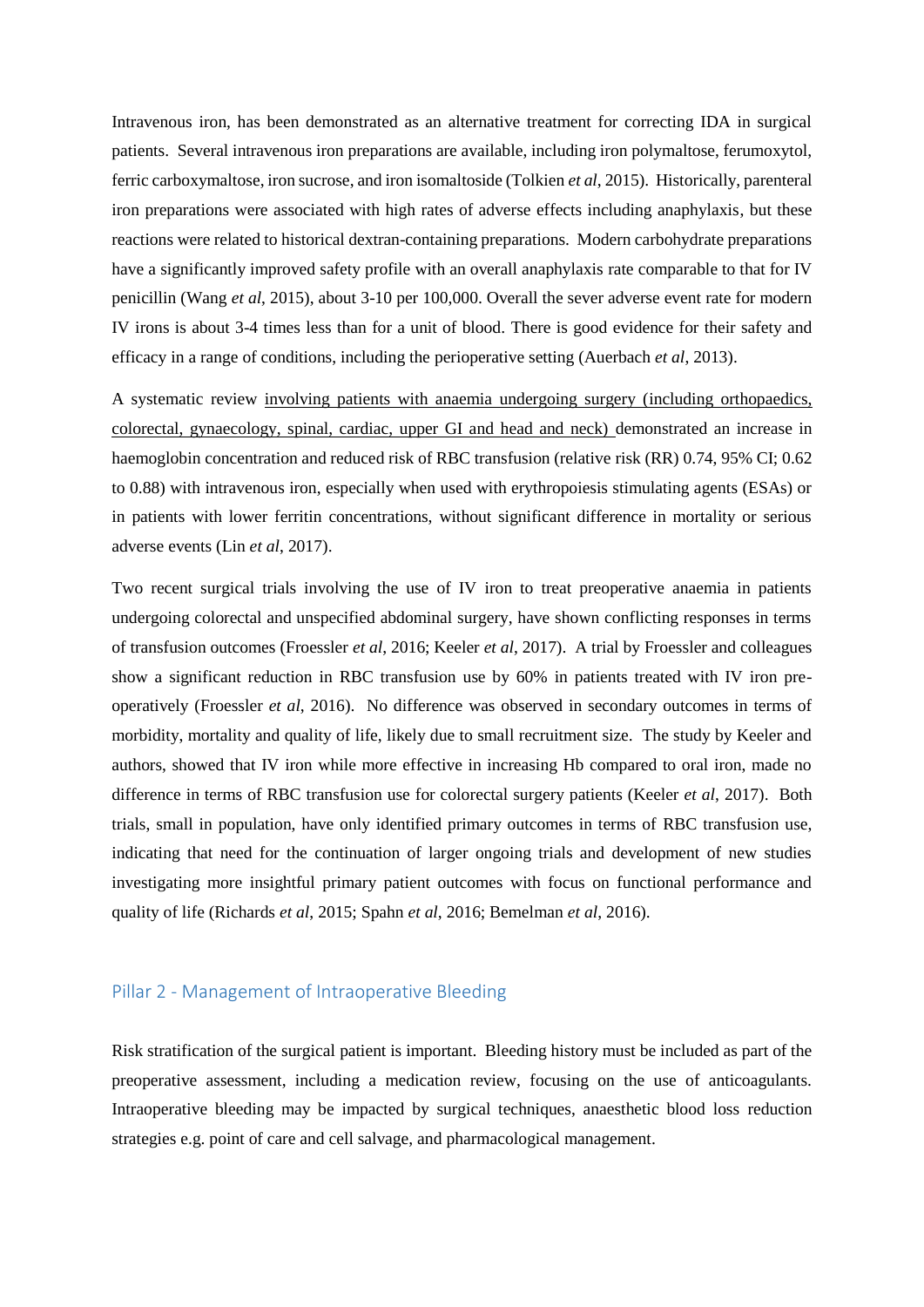Intravenous iron, has been demonstrated as an alternative treatment for correcting IDA in surgical patients. Several intravenous iron preparations are available, including iron polymaltose, ferumoxytol, ferric carboxymaltose, iron sucrose, and iron isomaltoside (Tolkien *et al*, 2015). Historically, parenteral iron preparations were associated with high rates of adverse effects including anaphylaxis, but these reactions were related to historical dextran-containing preparations. Modern carbohydrate preparations have a significantly improved safety profile with an overall anaphylaxis rate comparable to that for IV penicillin (Wang *et al*, 2015), about 3-10 per 100,000. Overall the sever adverse event rate for modern IV irons is about 3-4 times less than for a unit of blood. There is good evidence for their safety and efficacy in a range of conditions, including the perioperative setting (Auerbach *et al*, 2013).

A systematic review involving patients with anaemia undergoing surgery (including orthopaedics, colorectal, gynaecology, spinal, cardiac, upper GI and head and neck) demonstrated an increase in haemoglobin concentration and reduced risk of RBC transfusion (relative risk (RR) 0.74, 95% CI; 0.62 to 0.88) with intravenous iron, especially when used with erythropoiesis stimulating agents (ESAs) or in patients with lower ferritin concentrations, without significant difference in mortality or serious adverse events (Lin *et al*, 2017).

Two recent surgical trials involving the use of IV iron to treat preoperative anaemia in patients undergoing colorectal and unspecified abdominal surgery, have shown conflicting responses in terms of transfusion outcomes (Froessler *et al*, 2016; Keeler *et al*, 2017). A trial by Froessler and colleagues show a significant reduction in RBC transfusion use by 60% in patients treated with IV iron pre-operatively (Froessler *et al*, 2016). No difference was observed in secondary outcomes in terms of morbidity, mortality and quality of life, likely due to small recruitment size. The study by Keeler and authors, showed that IV iron while more effective in increasing Hb compared to oral iron, made no difference in terms of RBC transfusion use for colorectal surgery patients (Keeler *et al*, 2017). Both trials, small in population, have only identified primary outcomes in terms of RBC transfusion use, indicating that need for the continuation of larger ongoing trials and development of new studies investigating more insightful primary patient outcomes with focus on functional performance and quality of life (Richards *et al*, 2015; Spahn *et al*, 2016; Bemelman *et al*, 2016).

## Pillar 2 - Management of Intraoperative Bleeding

Risk stratification of the surgical patient is important. Bleeding history must be included as part of the preoperative assessment, including a medication review, focusing on the use of anticoagulants. Intraoperative bleeding may be impacted by surgical techniques, anaesthetic blood loss reduction strategies e.g. point of care and cell salvage, and pharmacological management.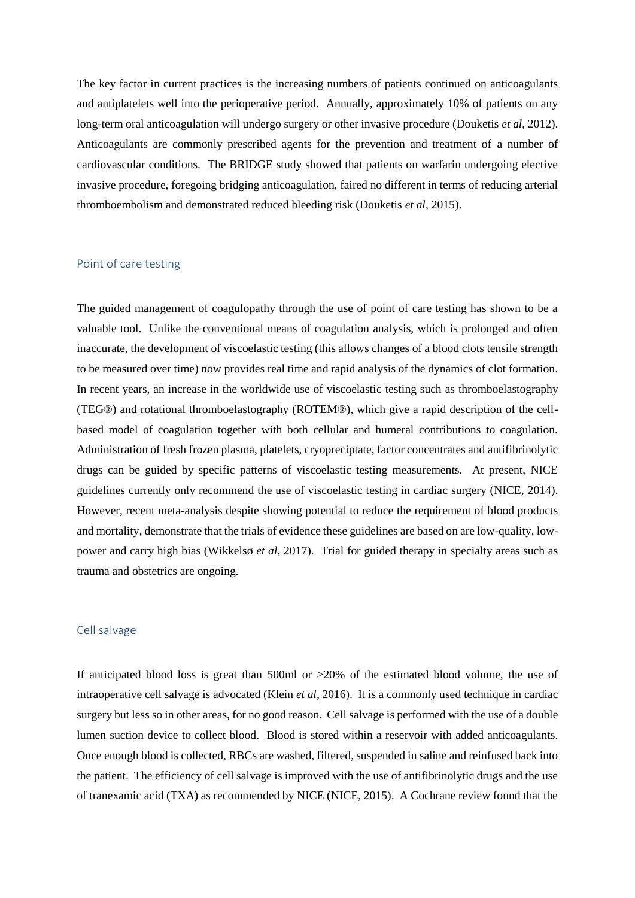The key factor in current practices is the increasing numbers of patients continued on anticoagulants and antiplatelets well into the perioperative period. Annually, approximately 10% of patients on any long-term oral anticoagulation will undergo surgery or other invasive procedure (Douketis *et al*, 2012). Anticoagulants are commonly prescribed agents for the prevention and treatment of a number of cardiovascular conditions. The BRIDGE study showed that patients on warfarin undergoing elective invasive procedure, foregoing bridging anticoagulation, faired no different in terms of reducing arterial thromboembolism and demonstrated reduced bleeding risk (Douketis *et al*, 2015).

## Point of care testing

The guided management of coagulopathy through the use of point of care testing has shown to be a valuable tool. Unlike the conventional means of coagulation analysis, which is prolonged and often inaccurate, the development of viscoelastic testing (this allows changes of a blood clots tensile strength to be measured over time) now provides real time and rapid analysis of the dynamics of clot formation. In recent years, an increase in the worldwide use of viscoelastic testing such as thromboelastography (TEG®) and rotational thromboelastography (ROTEM®), which give a rapid description of the cell-based model of coagulation together with both cellular and humeral contributions to coagulation. Administration of fresh frozen plasma, platelets, cryopreciptate, factor concentrates and antifibrinolytic drugs can be guided by specific patterns of viscoelastic testing measurements. At present, NICE guidelines currently only recommend the use of viscoelastic testing in cardiac surgery (NICE, 2014). However, recent meta-analysis despite showing potential to reduce the requirement of blood products and mortality, demonstrate that the trials of evidence these guidelines are based on are low-quality, low-power and carry high bias (Wikkelsø *et al*, 2017). Trial for guided therapy in specialty areas such as trauma and obstetrics are ongoing.

## Cell salvage

If anticipated blood loss is great than 500ml or >20% of the estimated blood volume, the use of intraoperative cell salvage is advocated (Klein *et al*, 2016). It is a commonly used technique in cardiac surgery but less so in other areas, for no good reason. Cell salvage is performed with the use of a double lumen suction device to collect blood. Blood is stored within a reservoir with added anticoagulants. Once enough blood is collected, RBCs are washed, filtered, suspended in saline and reinfused back into the patient. The efficiency of cell salvage is improved with the use of antifibrinolytic drugs and the use of tranexamic acid (TXA) as recommended by NICE (NICE, 2015). A Cochrane review found that the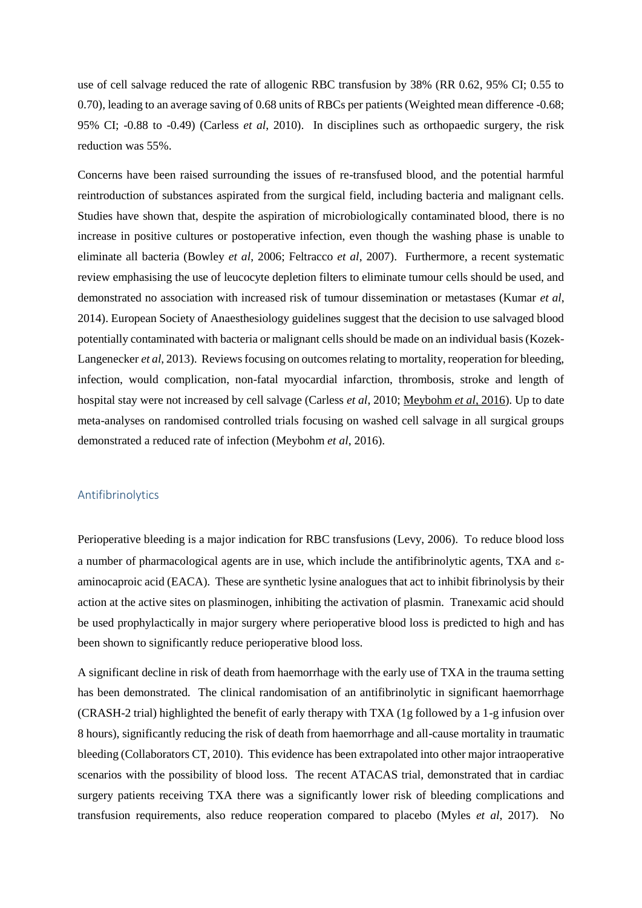use of cell salvage reduced the rate of allogenic RBC transfusion by 38% (RR 0.62, 95% CI; 0.55 to 0.70), leading to an average saving of 0.68 units of RBCs per patients (Weighted mean difference -0.68; 95% CI; -0.88 to -0.49) (Carless *et al*, 2010). In disciplines such as orthopaedic surgery, the risk reduction was 55%.

Concerns have been raised surrounding the issues of re-transfused blood, and the potential harmful reintroduction of substances aspirated from the surgical field, including bacteria and malignant cells. Studies have shown that, despite the aspiration of microbiologically contaminated blood, there is no increase in positive cultures or postoperative infection, even though the washing phase is unable to eliminate all bacteria (Bowley *et al*, 2006; Feltracco *et al*, 2007). Furthermore, a recent systematic review emphasising the use of leucocyte depletion filters to eliminate tumour cells should be used, and demonstrated no association with increased risk of tumour dissemination or metastases (Kumar *et al*, 2014). European Society of Anaesthesiology guidelines suggest that the decision to use salvaged blood potentially contaminated with bacteria or malignant cells should be made on an individual basis (Kozek-Langenecker *et al*, 2013). Reviews focusing on outcomes relating to mortality, reoperation for bleeding, infection, would complication, non-fatal myocardial infarction, thrombosis, stroke and length of hospital stay were not increased by cell salvage (Carless *et al*, 2010; Meybohm *et al*, 2016). Up to date meta-analyses on randomised controlled trials focusing on washed cell salvage in all surgical groups demonstrated a reduced rate of infection (Meybohm *et al*, 2016).

## Antifibrinolytics

Perioperative bleeding is a major indication for RBC transfusions (Levy, 2006). To reduce blood loss a number of pharmacological agents are in use, which include the antifibrinolytic agents, TXA and ε-aminocaproic acid (EACA). These are synthetic lysine analogues that act to inhibit fibrinolysis by their action at the active sites on plasminogen, inhibiting the activation of plasmin. Tranexamic acid should be used prophylactically in major surgery where perioperative blood loss is predicted to high and has been shown to significantly reduce perioperative blood loss.

A significant decline in risk of death from haemorrhage with the early use of TXA in the trauma setting has been demonstrated. The clinical randomisation of an antifibrinolytic in significant haemorrhage (CRASH-2 trial) highlighted the benefit of early therapy with TXA (1g followed by a 1-g infusion over 8 hours), significantly reducing the risk of death from haemorrhage and all-cause mortality in traumatic bleeding (Collaborators CT, 2010). This evidence has been extrapolated into other major intraoperative scenarios with the possibility of blood loss. The recent ATACAS trial, demonstrated that in cardiac surgery patients receiving TXA there was a significantly lower risk of bleeding complications and transfusion requirements, also reduce reoperation compared to placebo (Myles *et al*, 2017). No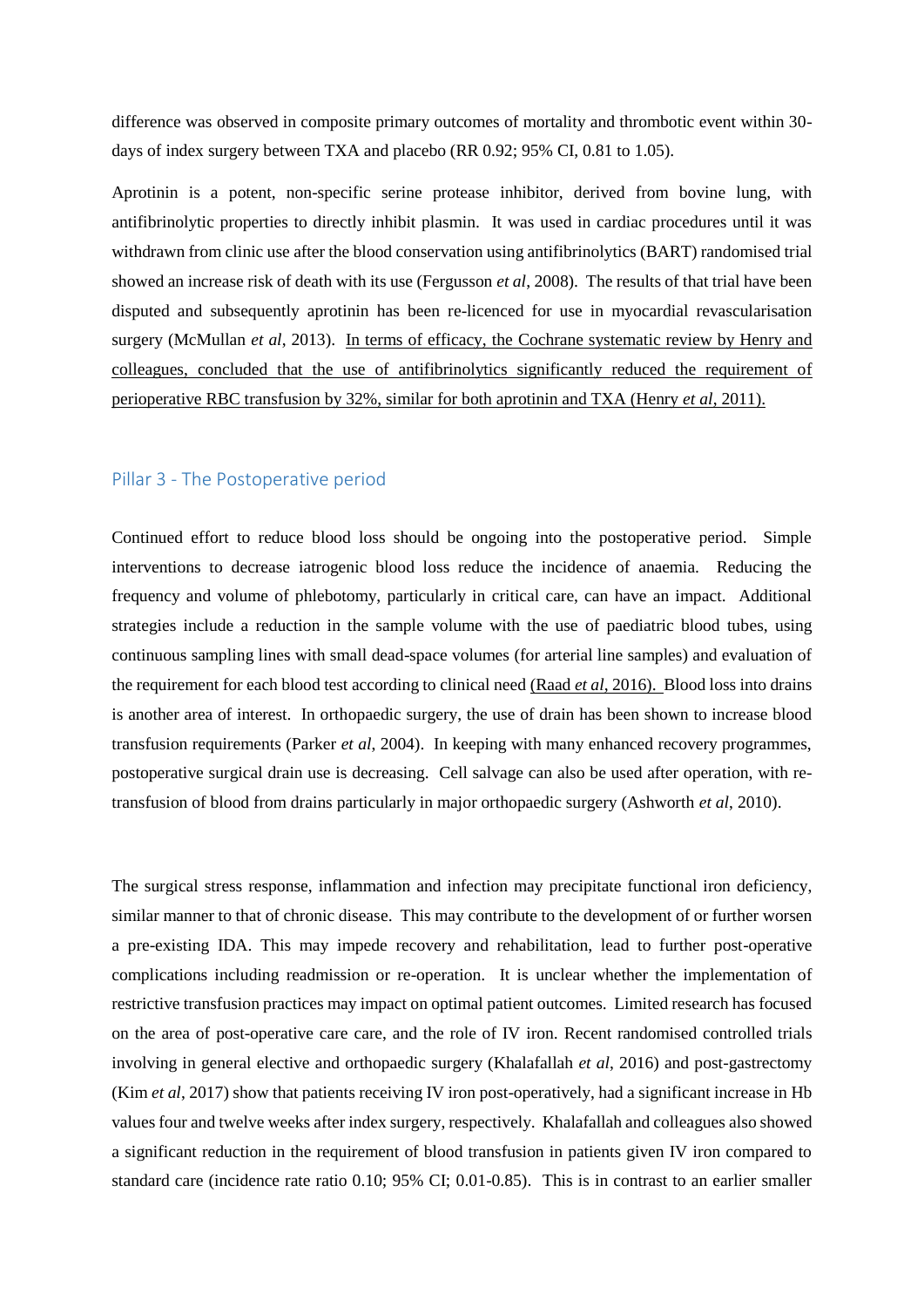difference was observed in composite primary outcomes of mortality and thrombotic event within 30-days of index surgery between TXA and placebo (RR 0.92; 95% CI, 0.81 to 1.05).

Aprotinin is a potent, non-specific serine protease inhibitor, derived from bovine lung, with antifibrinolytic properties to directly inhibit plasmin. It was used in cardiac procedures until it was withdrawn from clinic use after the blood conservation using antifibrinolytics (BART) randomised trial showed an increase risk of death with its use (Fergusson *et al*, 2008). The results of that trial have been disputed and subsequently aprotinin has been re-licenced for use in myocardial revascularisation surgery (McMullan *et al*, 2013). In terms of efficacy, the Cochrane systematic review by Henry and colleagues, concluded that the use of antifibrinolytics significantly reduced the requirement of perioperative RBC transfusion by 32%, similar for both aprotinin and TXA (Henry *et al*, 2011).

## Pillar 3 - The Postoperative period

Continued effort to reduce blood loss should be ongoing into the postoperative period. Simple interventions to decrease iatrogenic blood loss reduce the incidence of anaemia. Reducing the frequency and volume of phlebotomy, particularly in critical care, can have an impact. Additional strategies include a reduction in the sample volume with the use of paediatric blood tubes, using continuous sampling lines with small dead-space volumes (for arterial line samples) and evaluation of the requirement for each blood test according to clinical need (Raad *et al*, 2016). Blood loss into drains is another area of interest. In orthopaedic surgery, the use of drain has been shown to increase blood transfusion requirements (Parker *et al*, 2004). In keeping with many enhanced recovery programmes, postoperative surgical drain use is decreasing. Cell salvage can also be used after operation, with re-transfusion of blood from drains particularly in major orthopaedic surgery (Ashworth *et al*, 2010).

The surgical stress response, inflammation and infection may precipitate functional iron deficiency, similar manner to that of chronic disease. This may contribute to the development of or further worsen a pre-existing IDA. This may impede recovery and rehabilitation, lead to further post-operative complications including readmission or re-operation. It is unclear whether the implementation of restrictive transfusion practices may impact on optimal patient outcomes. Limited research has focused on the area of post-operative care care, and the role of IV iron. Recent randomised controlled trials involving in general elective and orthopaedic surgery (Khalafallah *et al*, 2016) and post-gastrectomy (Kim *et al*, 2017) show that patients receiving IV iron post-operatively, had a significant increase in Hb values four and twelve weeks after index surgery, respectively. Khalafallah and colleagues also showed a significant reduction in the requirement of blood transfusion in patients given IV iron compared to standard care (incidence rate ratio 0.10; 95% CI; 0.01-0.85). This is in contrast to an earlier smaller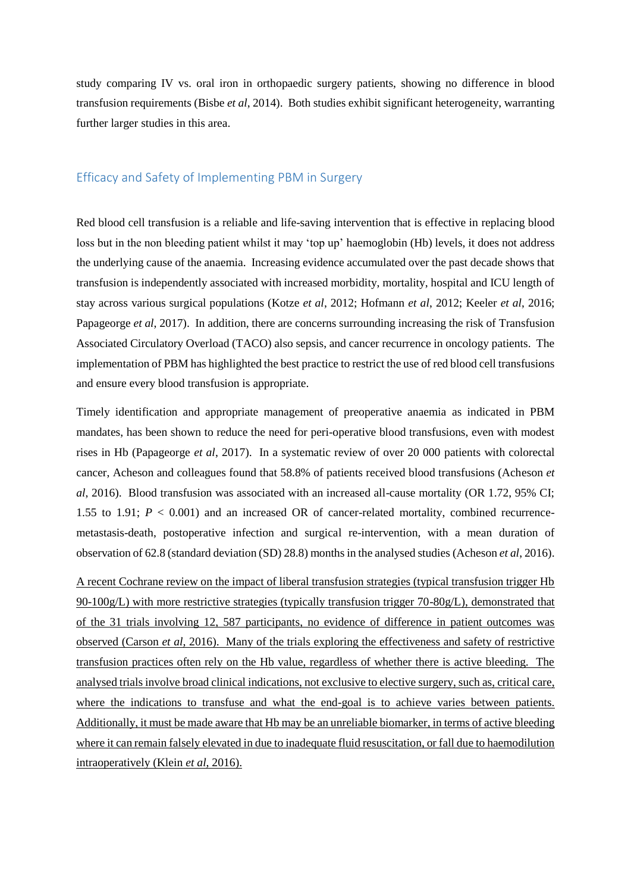study comparing IV vs. oral iron in orthopaedic surgery patients, showing no difference in blood transfusion requirements (Bisbe *et al*, 2014). Both studies exhibit significant heterogeneity, warranting further larger studies in this area.

## Efficacy and Safety of Implementing PBM in Surgery

Red blood cell transfusion is a reliable and life-saving intervention that is effective in replacing blood loss but in the non bleeding patient whilst it may 'top up' haemoglobin (Hb) levels, it does not address the underlying cause of the anaemia. Increasing evidence accumulated over the past decade shows that transfusion is independently associated with increased morbidity, mortality, hospital and ICU length of stay across various surgical populations (Kotze *et al*, 2012; Hofmann *et al*, 2012; Keeler *et al*, 2016; Papageorge *et al*, 2017). In addition, there are concerns surrounding increasing the risk of Transfusion Associated Circulatory Overload (TACO) also sepsis, and cancer recurrence in oncology patients. The implementation of PBM has highlighted the best practice to restrict the use of red blood cell transfusions and ensure every blood transfusion is appropriate.

Timely identification and appropriate management of preoperative anaemia as indicated in PBM mandates, has been shown to reduce the need for peri-operative blood transfusions, even with modest rises in Hb (Papageorge *et al*, 2017). In a systematic review of over 20 000 patients with colorectal cancer, Acheson and colleagues found that 58.8% of patients received blood transfusions (Acheson *et al*, 2016). Blood transfusion was associated with an increased all-cause mortality (OR 1.72, 95% CI; 1.55 to 1.91; $P < 0.001$) and an increased OR of cancer-related mortality, combined recurrence-metastasis-death, postoperative infection and surgical re-intervention, with a mean duration of observation of 62.8 (standard deviation (SD) 28.8) months in the analysed studies (Acheson *et al*, 2016).

A recent Cochrane review on the impact of liberal transfusion strategies (typical transfusion trigger Hb 90-100g/L) with more restrictive strategies (typically transfusion trigger 70-80g/L), demonstrated that of the 31 trials involving 12, 587 participants, no evidence of difference in patient outcomes was observed (Carson *et al*, 2016). Many of the trials exploring the effectiveness and safety of restrictive transfusion practices often rely on the Hb value, regardless of whether there is active bleeding. The analysed trials involve broad clinical indications, not exclusive to elective surgery, such as, critical care, where the indications to transfuse and what the end-goal is to achieve varies between patients. Additionally, it must be made aware that Hb may be an unreliable biomarker, in terms of active bleeding where it can remain falsely elevated in due to inadequate fluid resuscitation, or fall due to haemodilution intraoperatively (Klein *et al*, 2016).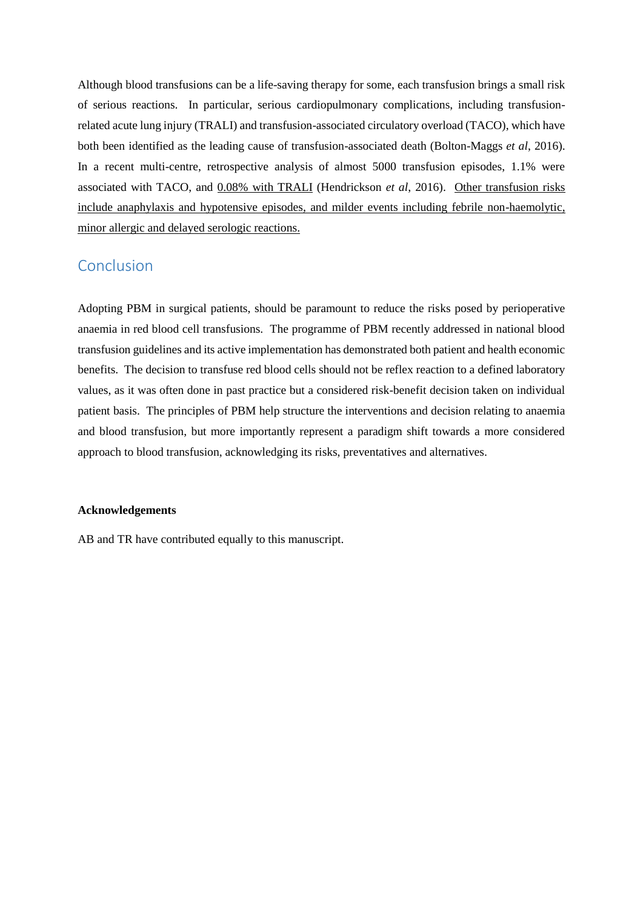Although blood transfusions can be a life-saving therapy for some, each transfusion brings a small risk of serious reactions. In particular, serious cardiopulmonary complications, including transfusion-related acute lung injury (TRALI) and transfusion-associated circulatory overload (TACO), which have both been identified as the leading cause of transfusion-associated death (Bolton-Maggs *et al*, 2016). In a recent multi-centre, retrospective analysis of almost 5000 transfusion episodes, 1.1% were associated with TACO, and 0.08% with TRALI (Hendrickson *et al*, 2016). Other transfusion risks include anaphylaxis and hypotensive episodes, and milder events including febrile non-haemolytic, minor allergic and delayed serologic reactions.

## Conclusion

Adopting PBM in surgical patients, should be paramount to reduce the risks posed by perioperative anaemia in red blood cell transfusions. The programme of PBM recently addressed in national blood transfusion guidelines and its active implementation has demonstrated both patient and health economic benefits. The decision to transfuse red blood cells should not be reflex reaction to a defined laboratory values, as it was often done in past practice but a considered risk-benefit decision taken on individual patient basis. The principles of PBM help structure the interventions and decision relating to anaemia and blood transfusion, but more importantly represent a paradigm shift towards a more considered approach to blood transfusion, acknowledging its risks, preventatives and alternatives.

**Acknowledgements**

AB and TR have contributed equally to this manuscript.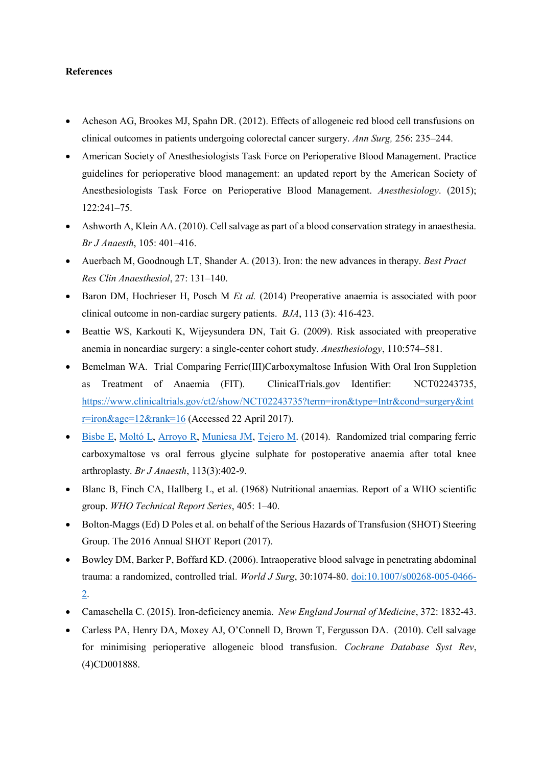**References**

- Acheson AG, Brookes MJ, Spahn DR. (2012). Effects of allogeneic red blood cell transfusions on clinical outcomes in patients undergoing colorectal cancer surgery. *Ann Surg,* 256: 235–244.
- American Society of Anesthesiologists Task Force on Perioperative Blood Management. Practice guidelines for perioperative blood management: an updated report by the American Society of Anesthesiologists Task Force on Perioperative Blood Management. *Anesthesiology*. (2015); 122:241–75.
- Ashworth A, Klein AA. (2010). Cell salvage as part of a blood conservation strategy in anaesthesia. *Br J Anaesth*, 105: 401–416.
- Auerbach M, Goodnough LT, Shander A. (2013). Iron: the new advances in therapy. *Best Pract Res Clin Anaesthesiol*, 27: 131–140.
- Baron DM, Hochrieser H, Posch M *Et al.* (2014) Preoperative anaemia is associated with poor clinical outcome in non-cardiac surgery patients. *BJA*, 113 (3): 416-423.
- Beattie WS, Karkouti K, Wijeysundera DN, Tait G. (2009). Risk associated with preoperative anemia in noncardiac surgery: a single-center cohort study. *Anesthesiology*, 110:574–581.
- Bemelman WA. Trial Comparing Ferric(III)Carboxymaltose Infusion With Oral Iron Suppletion as Treatment of Anaemia (FIT). ClinicalTrials.gov Identifier: NCT02243735, [https://www.clinicaltrials.gov/ct2/show/NCT02243735?term=iron&type=Intr&cond=surgery&intr=iron&age=12&rank=16](https://www.clinicaltrials.gov/ct2/show/NCT02243735?term=iron&type=Intr&cond=surgery&intr=iron&age=12&rank=16) (Accessed 22 April 2017).
- Bisbe E, Moltó L, Arroyo R, Muniesa JM, Tejero M. (2014). Randomized trial comparing ferric carboxymaltose vs oral ferrous glycine sulphate for postoperative anaemia after total knee arthroplasty. *Br J Anaesth*, 113(3):402-9.
- Blanc B, Finch CA, Hallberg L, et al. (1968) Nutritional anaemias. Report of a WHO scientific group. *WHO Technical Report Series*, 405: 1–40.
- Bolton-Maggs (Ed) D Poles et al. on behalf of the Serious Hazards of Transfusion (SHOT) Steering Group. The 2016 Annual SHOT Report (2017).
- Bowley DM, Barker P, Boffard KD. (2006). Intraoperative blood salvage in penetrating abdominal trauma: a randomized, controlled trial. *World J Surg*, 30:1074-80. doi:10.1007/s00268-005-0466-2.
- Camaschella C. (2015). Iron-deficiency anemia. *New England Journal of Medicine*, 372: 1832-43.
- Carless PA, Henry DA, Moxey AJ, O'Connell D, Brown T, Fergusson DA. (2010). Cell salvage for minimising perioperative allogeneic blood transfusion. *Cochrane Database Syst Rev*, (4)CD001888.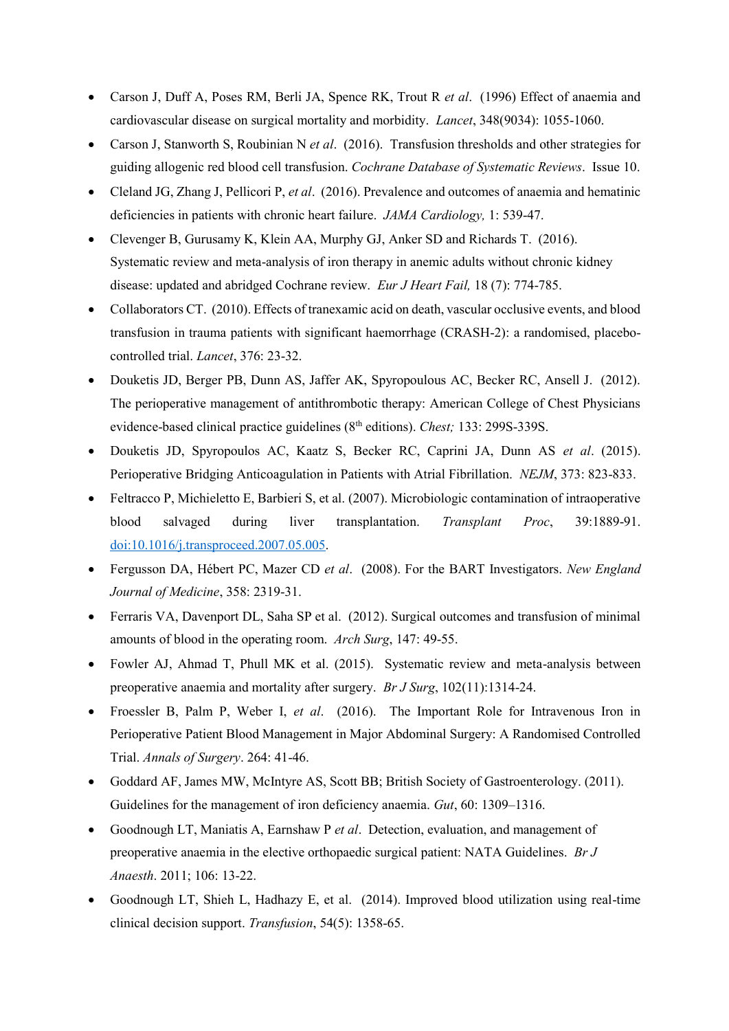- Carson J, Duff A, Poses RM, Berli JA, Spence RK, Trout R *et al*. (1996) Effect of anaemia and cardiovascular disease on surgical mortality and morbidity. *Lancet*, 348(9034): 1055-1060.
- Carson J, Stanworth S, Roubinian N *et al*. (2016). Transfusion thresholds and other strategies for guiding allogenic red blood cell transfusion. *Cochrane Database of Systematic Reviews*. Issue 10.
- Cleland JG, Zhang J, Pellicori P, *et al*. (2016). Prevalence and outcomes of anaemia and hematinic deficiencies in patients with chronic heart failure. *JAMA Cardiology,* 1: 539-47.
- Clevenger B, Gurusamy K, Klein AA, Murphy GJ, Anker SD and Richards T. (2016). Systematic review and meta-analysis of iron therapy in anemic adults without chronic kidney disease: updated and abridged Cochrane review. *Eur J Heart Fail,* 18 (7): 774-785.
- Collaborators CT. (2010). Effects of tranexamic acid on death, vascular occlusive events, and blood transfusion in trauma patients with significant haemorrhage (CRASH-2): a randomised, placebo-controlled trial. *Lancet*, 376: 23-32.
- Douketis JD, Berger PB, Dunn AS, Jaffer AK, Spyropoulous AC, Becker RC, Ansell J. (2012). The perioperative management of antithrombotic therapy: American College of Chest Physicians evidence-based clinical practice guidelines (8th editions). *Chest;* 133: 299S-339S.
- Douketis JD, Spyropoulos AC, Kaatz S, Becker RC, Caprini JA, Dunn AS *et al*. (2015). Perioperative Bridging Anticoagulation in Patients with Atrial Fibrillation. *NEJM*, 373: 823-833.
- Feltracco P, Michieletto E, Barbieri S, et al. (2007). Microbiologic contamination of intraoperative blood salvaged during liver transplantation. *Transplant Proc*, 39:1889-91. [doi:10.1016/j.transproceed.2007.05.005](doi:10.1016/j.transproceed.2007.05.005).
- Fergusson DA, Hébert PC, Mazer CD *et al*. (2008). For the BART Investigators. *New England Journal of Medicine*, 358: 2319-31.
- Ferraris VA, Davenport DL, Saha SP et al. (2012). Surgical outcomes and transfusion of minimal amounts of blood in the operating room. *Arch Surg*, 147: 49-55.
- Fowler AJ, Ahmad T, Phull MK et al. (2015). Systematic review and meta-analysis between preoperative anaemia and mortality after surgery. *Br J Surg*, 102(11):1314-24.
- Froessler B, Palm P, Weber I, *et al*. (2016). The Important Role for Intravenous Iron in Perioperative Patient Blood Management in Major Abdominal Surgery: A Randomised Controlled Trial. *Annals of Surgery*. 264: 41-46.
- Goddard AF, James MW, McIntyre AS, Scott BB; British Society of Gastroenterology. (2011). Guidelines for the management of iron deficiency anaemia. *Gut*, 60: 1309–1316.
- Goodnough LT, Maniatis A, Earnshaw P *et al*. Detection, evaluation, and management of preoperative anaemia in the elective orthopaedic surgical patient: NATA Guidelines. *Br J Anaesth*. 2011; 106: 13-22.
- Goodnough LT, Shieh L, Hadhazy E, et al. (2014). Improved blood utilization using real-time clinical decision support. *Transfusion*, 54(5): 1358-65.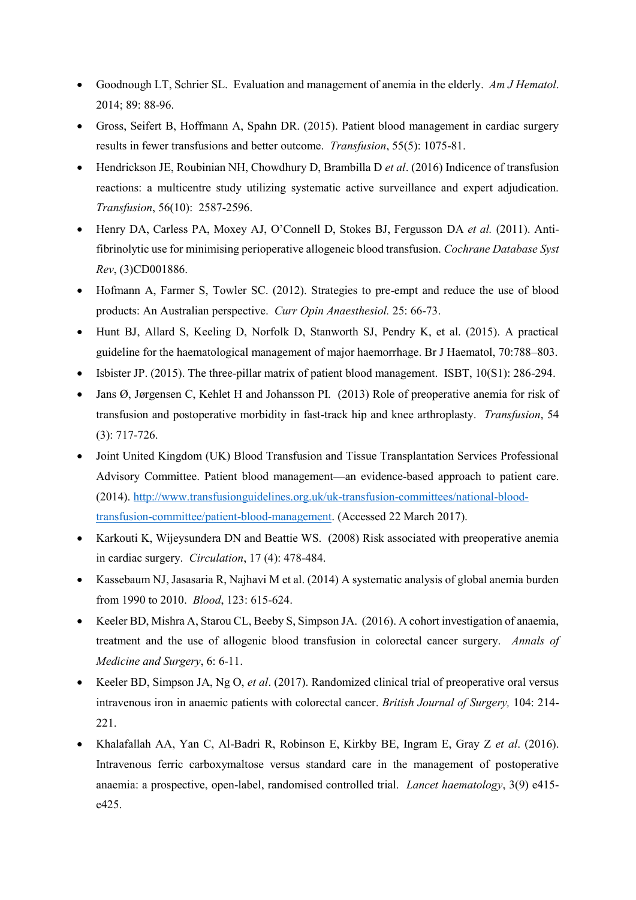- Goodnough LT, Schrier SL. Evaluation and management of anemia in the elderly. *Am J Hematol*. 2014; 89: 88-96.
- Gross, Seifert B, Hoffmann A, Spahn DR. (2015). Patient blood management in cardiac surgery results in fewer transfusions and better outcome. *Transfusion*, 55(5): 1075-81.
- Hendrickson JE, Roubinian NH, Chowdhury D, Brambilla D *et al*. (2016) Indicence of transfusion reactions: a multicentre study utilizing systematic active surveillance and expert adjudication. *Transfusion*, 56(10): 2587-2596.
- Henry DA, Carless PA, Moxey AJ, O'Connell D, Stokes BJ, Fergusson DA *et al.* (2011). Anti-fibrinolytic use for minimising perioperative allogeneic blood transfusion. *Cochrane Database Syst Rev*, (3)CD001886.
- Hofmann A, Farmer S, Towler SC. (2012). Strategies to pre-empt and reduce the use of blood products: An Australian perspective. *Curr Opin Anaesthesiol.* 25: 66-73.
- Hunt BJ, Allard S, Keeling D, Norfolk D, Stanworth SJ, Pendry K, et al. (2015). A practical guideline for the haematological management of major haemorrhage. Br J Haematol, 70:788–803.
- Isbister JP. (2015). The three-pillar matrix of patient blood management. ISBT, 10(S1): 286-294.
- Jans Ø, Jørgensen C, Kehlet H and Johansson PI. (2013) Role of preoperative anemia for risk of transfusion and postoperative morbidity in fast-track hip and knee arthroplasty. *Transfusion*, 54 (3): 717-726.
- Joint United Kingdom (UK) Blood Transfusion and Tissue Transplantation Services Professional Advisory Committee. Patient blood management—an evidence-based approach to patient care. (2014). [http://www.transfusionguidelines.org.uk/uk-transfusion-committees/national-blood-transfusion-committee/patient-blood-management](http://www.transfusionguidelines.org.uk/uk-transfusion-committees/national-blood-transfusion-committee/patient-blood-management). (Accessed 22 March 2017).
- Karkouti K, Wijeysundera DN and Beattie WS. (2008) Risk associated with preoperative anemia in cardiac surgery. *Circulation*, 17 (4): 478-484.
- Kassebaum NJ, Jasasaria R, Najhavi M et al. (2014) A systematic analysis of global anemia burden from 1990 to 2010. *Blood*, 123: 615-624.
- Keeler BD, Mishra A, Starou CL, Beeby S, Simpson JA. (2016). A cohort investigation of anaemia, treatment and the use of allogenic blood transfusion in colorectal cancer surgery. *Annals of Medicine and Surgery*, 6: 6-11.
- Keeler BD, Simpson JA, Ng O, *et al*. (2017). Randomized clinical trial of preoperative oral versus intravenous iron in anaemic patients with colorectal cancer. *British Journal of Surgery,* 104: 214-221.
- Khalafallah AA, Yan C, Al-Badri R, Robinson E, Kirkby BE, Ingram E, Gray Z *et al*. (2016). Intravenous ferric carboxymaltose versus standard care in the management of postoperative anaemia: a prospective, open-label, randomised controlled trial. *Lancet haematology*, 3(9) e415-e425.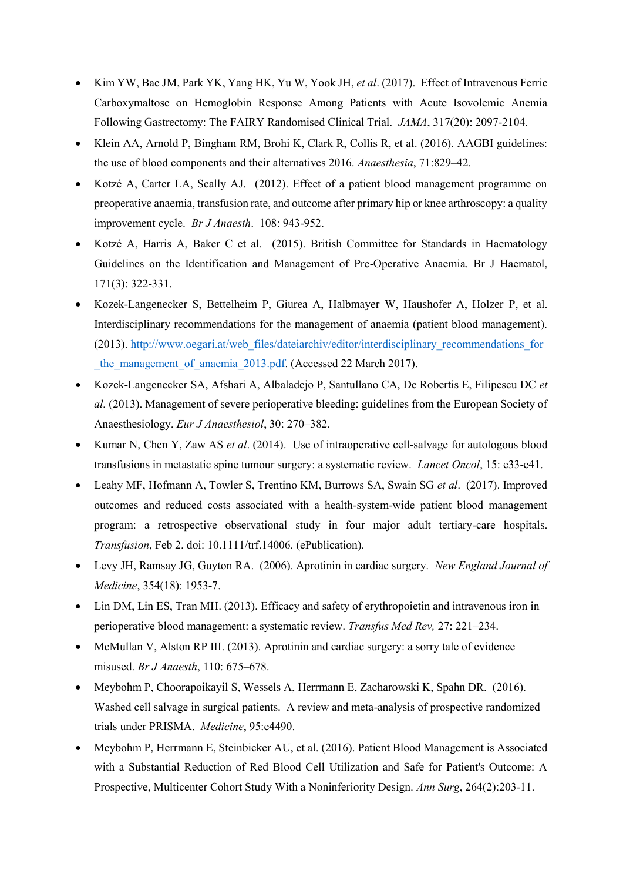- Kim YW, Bae JM, Park YK, Yang HK, Yu W, Yook JH, *et al*. (2017). Effect of Intravenous Ferric Carboxymaltose on Hemoglobin Response Among Patients with Acute Isovolemic Anemia Following Gastrectomy: The FAIRY Randomised Clinical Trial. *JAMA*, 317(20): 2097-2104.
- Klein AA, Arnold P, Bingham RM, Brohi K, Clark R, Collis R, et al. (2016). AAGBI guidelines: the use of blood components and their alternatives 2016. *Anaesthesia*, 71:829–42.
- Kotzé A, Carter LA, Scally AJ. (2012). Effect of a patient blood management programme on preoperative anaemia, transfusion rate, and outcome after primary hip or knee arthroscopy: a quality improvement cycle. *Br J Anaesth*. 108: 943-952.
- Kotzé A, Harris A, Baker C et al. (2015). British Committee for Standards in Haematology Guidelines on the Identification and Management of Pre-Operative Anaemia. Br J Haematol, 171(3): 322-331.
- Kozek-Langenecker S, Bettelheim P, Giurea A, Halbmayer W, Haushofer A, Holzer P, et al. Interdisciplinary recommendations for the management of anaemia (patient blood management). (2013). [http://www.oegari.at/web_files/dateiarchiv/editor/interdisciplinary_recommendations_for_the_management_of_anaemia_2013.pdf](http://www.oegari.at/web_files/dateiarchiv/editor/interdisciplinary_recommendations_for_the_management_of_anaemia_2013.pdf). (Accessed 22 March 2017).
- Kozek-Langenecker SA, Afshari A, Albaladejo P, Santullano CA, De Robertis E, Filipescu DC *et al.* (2013). Management of severe perioperative bleeding: guidelines from the European Society of Anaesthesiology. *Eur J Anaesthesiol*, 30: 270–382.
- Kumar N, Chen Y, Zaw AS *et al*. (2014). Use of intraoperative cell-salvage for autologous blood transfusions in metastatic spine tumour surgery: a systematic review. *Lancet Oncol*, 15: e33-e41.
- Leahy MF, Hofmann A, Towler S, Trentino KM, Burrows SA, Swain SG *et al*. (2017). Improved outcomes and reduced costs associated with a health-system-wide patient blood management program: a retrospective observational study in four major adult tertiary-care hospitals. *Transfusion*, Feb 2. doi: 10.1111/trf.14006. (ePublication).
- Levy JH, Ramsay JG, Guyton RA. (2006). Aprotinin in cardiac surgery. *New England Journal of Medicine*, 354(18): 1953-7.
- Lin DM, Lin ES, Tran MH. (2013). Efficacy and safety of erythropoietin and intravenous iron in perioperative blood management: a systematic review. *Transfus Med Rev,* 27: 221–234.
- McMullan V, Alston RP III. (2013). Aprotinin and cardiac surgery: a sorry tale of evidence misused. *Br J Anaesth*, 110: 675–678.
- Meybohm P, Choorapoikayil S, Wessels A, Herrmann E, Zacharowski K, Spahn DR. (2016). Washed cell salvage in surgical patients. A review and meta-analysis of prospective randomized trials under PRISMA. *Medicine*, 95:e4490.
- Meybohm P, Herrmann E, Steinbicker AU, et al. (2016). Patient Blood Management is Associated with a Substantial Reduction of Red Blood Cell Utilization and Safe for Patient's Outcome: A Prospective, Multicenter Cohort Study With a Noninferiority Design. *Ann Surg*, 264(2):203-11.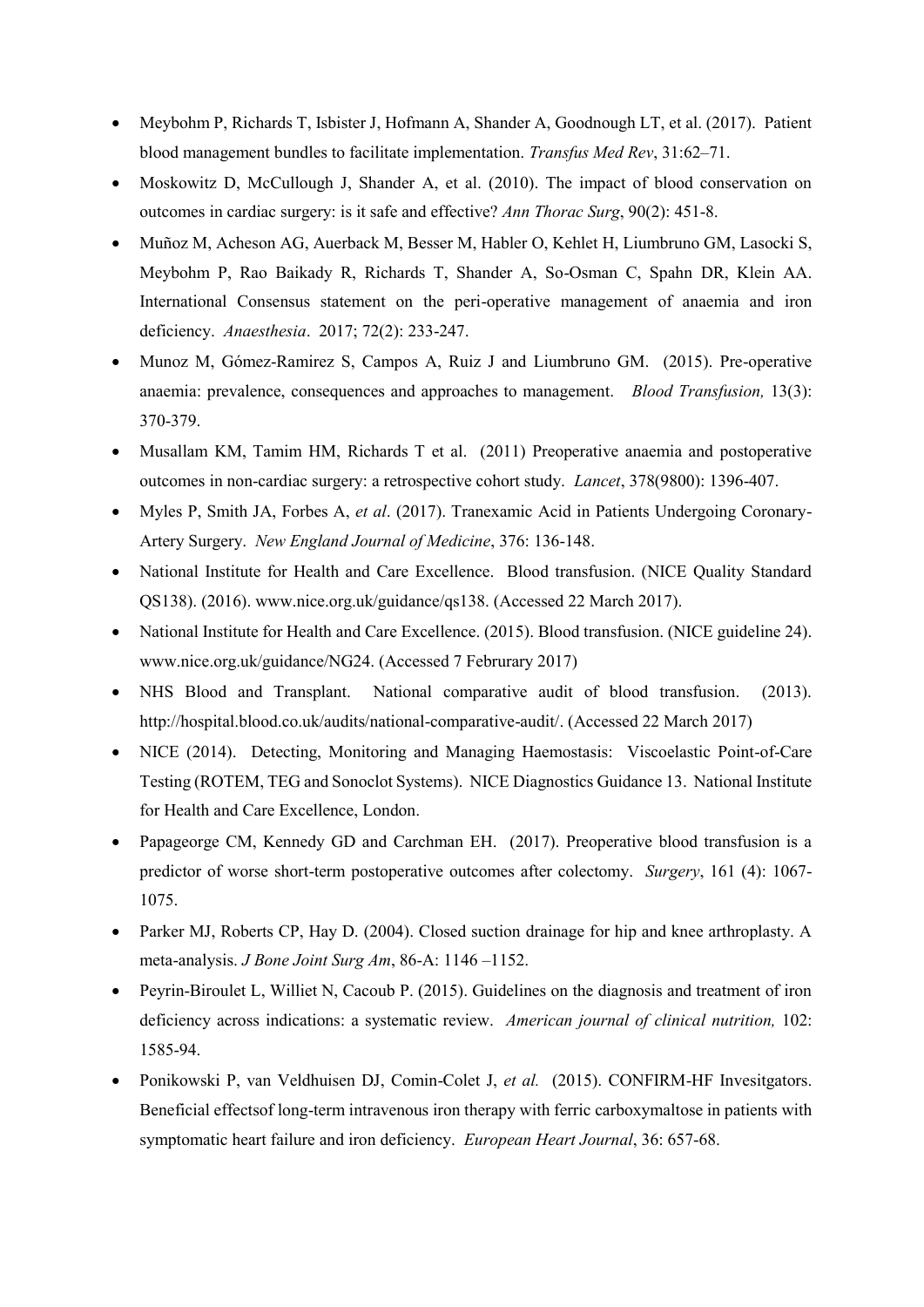- Meybohm P, Richards T, Isbister J, Hofmann A, Shander A, Goodnough LT, et al. (2017). Patient blood management bundles to facilitate implementation. *Transfus Med Rev*, 31:62–71.
- Moskowitz D, McCullough J, Shander A, et al. (2010). The impact of blood conservation on outcomes in cardiac surgery: is it safe and effective? *Ann Thorac Surg*, 90(2): 451-8.
- Muñoz M, Acheson AG, Auerback M, Besser M, Habler O, Kehlet H, Liumbruno GM, Lasocki S, Meybohm P, Rao Baikady R, Richards T, Shander A, So-Osman C, Spahn DR, Klein AA. International Consensus statement on the peri-operative management of anaemia and iron deficiency. *Anaesthesia*. 2017; 72(2): 233-247.
- Munoz M, Gómez-Ramirez S, Campos A, Ruiz J and Liumbruno GM. (2015). Pre-operative anaemia: prevalence, consequences and approaches to management. *Blood Transfusion,* 13(3): 370-379.
- Musallam KM, Tamim HM, Richards T et al. (2011) Preoperative anaemia and postoperative outcomes in non-cardiac surgery: a retrospective cohort study. *Lancet*, 378(9800): 1396-407.
- Myles P, Smith JA, Forbes A, *et al*. (2017). Tranexamic Acid in Patients Undergoing Coronary-Artery Surgery. *New England Journal of Medicine*, 376: 136-148.
- National Institute for Health and Care Excellence. Blood transfusion. (NICE Quality Standard QS138). (2016). www.nice.org.uk/guidance/qs138. (Accessed 22 March 2017).
- National Institute for Health and Care Excellence. (2015). Blood transfusion. (NICE guideline 24). www.nice.org.uk/guidance/NG24. (Accessed 7 Februrary 2017)
- NHS Blood and Transplant. National comparative audit of blood transfusion. (2013). http://hospital.blood.co.uk/audits/national-comparative-audit/. (Accessed 22 March 2017)
- NICE (2014). Detecting, Monitoring and Managing Haemostasis: Viscoelastic Point-of-Care Testing (ROTEM, TEG and Sonoclot Systems). NICE Diagnostics Guidance 13. National Institute for Health and Care Excellence, London.
- Papageorge CM, Kennedy GD and Carchman EH. (2017). Preoperative blood transfusion is a predictor of worse short-term postoperative outcomes after colectomy. *Surgery*, 161 (4): 1067-1075.
- Parker MJ, Roberts CP, Hay D. (2004). Closed suction drainage for hip and knee arthroplasty. A meta-analysis. *J Bone Joint Surg Am*, 86-A: 1146 –1152.
- Peyrin-Biroulet L, Williet N, Cacoub P. (2015). Guidelines on the diagnosis and treatment of iron deficiency across indications: a systematic review. *American journal of clinical nutrition,* 102: 1585-94.
- Ponikowski P, van Veldhuisen DJ, Comin-Colet J, *et al.* (2015). CONFIRM-HF Invesitgators. Beneficial effectsof long-term intravenous iron therapy with ferric carboxymaltose in patients with symptomatic heart failure and iron deficiency. *European Heart Journal*, 36: 657-68.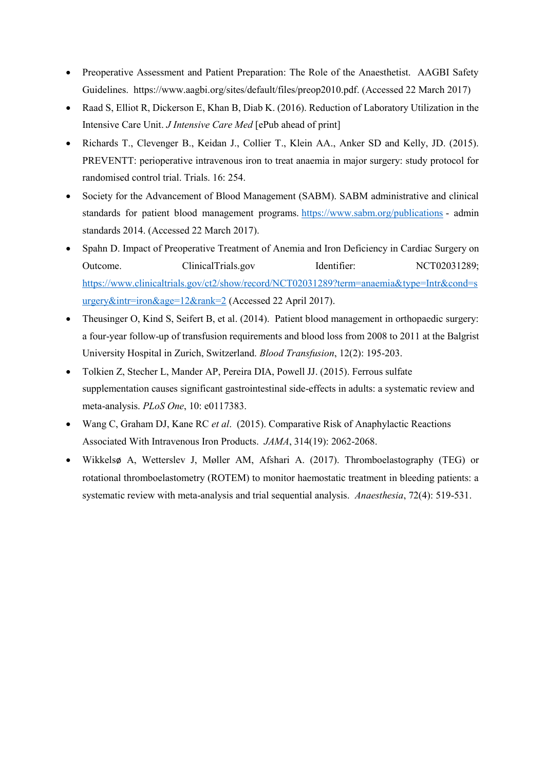- Preoperative Assessment and Patient Preparation: The Role of the Anaesthetist. AAGBI Safety Guidelines. https://www.aagbi.org/sites/default/files/preop2010.pdf. (Accessed 22 March 2017)
- Raad S, Elliot R, Dickerson E, Khan B, Diab K. (2016). Reduction of Laboratory Utilization in the Intensive Care Unit. *J Intensive Care Med* [ePub ahead of print]
- Richards T., Clevenger B., Keidan J., Collier T., Klein AA., Anker SD and Kelly, JD. (2015). PREVENTT: perioperative intravenous iron to treat anaemia in major surgery: study protocol for randomised control trial. Trials. 16: 254.
- Society for the Advancement of Blood Management (SABM). SABM administrative and clinical standards for patient blood management programs. https://www.sabm.org/publications - admin standards 2014. (Accessed 22 March 2017).
- Spahn D. Impact of Preoperative Treatment of Anemia and Iron Deficiency in Cardiac Surgery on Outcome. ClinicalTrials.gov Identifier: NCT02031289; https://www.clinicaltrials.gov/ct2/show/record/NCT02031289?term=anaemia&type=Intr&cond=surgery&intr=iron&age=12&rank=2 (Accessed 22 April 2017).
- Theusinger O, Kind S, Seifert B, et al. (2014). Patient blood management in orthopaedic surgery: a four-year follow-up of transfusion requirements and blood loss from 2008 to 2011 at the Balgrist University Hospital in Zurich, Switzerland. *Blood Transfusion*, 12(2): 195-203.
- Tolkien Z, Stecher L, Mander AP, Pereira DIA, Powell JJ. (2015). Ferrous sulfate supplementation causes significant gastrointestinal side-effects in adults: a systematic review and meta-analysis. *PLoS One*, 10: e0117383.
- Wang C, Graham DJ, Kane RC *et al*. (2015). Comparative Risk of Anaphylactic Reactions Associated With Intravenous Iron Products. *JAMA*, 314(19): 2062-2068.
- Wikkelsø A, Wetterslev J, Møller AM, Afshari A. (2017). Thromboelastography (TEG) or rotational thromboelastometry (ROTEM) to monitor haemostatic treatment in bleeding patients: a systematic review with meta-analysis and trial sequential analysis. *Anaesthesia*, 72(4): 519-531.